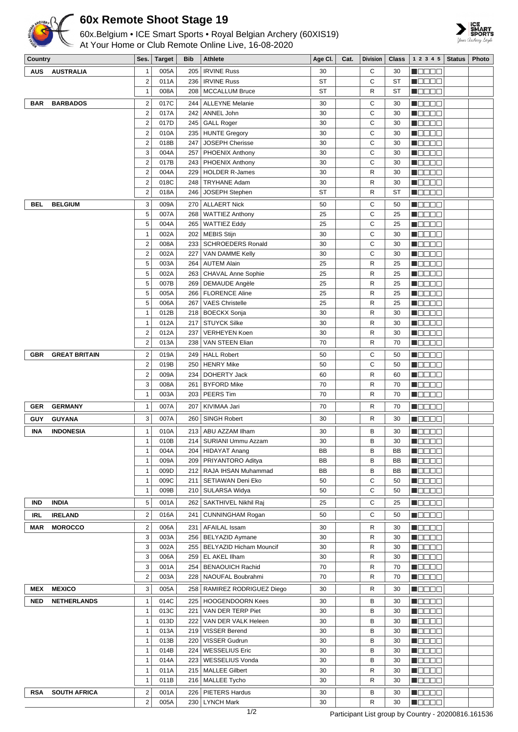# 60x Remote Shoot Stage 19

60x.Belgium • ICE Smart Sports • Royal Belgian Archery (60XIS19)
At Your Home or Club Remote Online Live, 16-08-2020

| Country | | Ses. | Target | Bib | Athlete | Age Cl. | Cat. | Division | Class | 1 2 3 4 5 | Status | Photo |
|---|---|---|---|---|---|---|---|---|---|---|---|---|
| AUS | AUSTRALIA | 1 | 005A | 205 | IRVINE Russ | 30 | | C | 30 | | | |
| | | 2 | 011A | 236 | IRVINE Russ | ST | | C | ST | | | |
| | | 1 | 008A | 208 | MCCALLUM Bruce | ST | | R | ST | | | |
| BAR | BARBADOS | 2 | 017C | 244 | ALLEYNE Melanie | 30 | | C | 30 | | | |
| | | 2 | 017A | 242 | ANNEL John | 30 | | C | 30 | | | |
| | | 2 | 017D | 245 | GALL Roger | 30 | | C | 30 | | | |
| | | 2 | 010A | 235 | HUNTE Gregory | 30 | | C | 30 | | | |
| | | 2 | 018B | 247 | JOSEPH Cherisse | 30 | | C | 30 | | | |
| | | 3 | 004A | 257 | PHOENIX Anthony | 30 | | C | 30 | | | |
| | | 2 | 017B | 243 | PHOENIX Anthony | 30 | | C | 30 | | | |
| | | 2 | 004A | 229 | HOLDER R-James | 30 | | R | 30 | | | |
| | | 2 | 018C | 248 | TRYHANE Adam | 30 | | R | 30 | | | |
| | | 2 | 018A | 246 | JOSEPH Stephen | ST | | R | ST | | | |
| BEL | BELGIUM | 3 | 009A | 270 | ALLAERT Nick | 50 | | C | 50 | | | |
| | | 5 | 007A | 268 | WATTIEZ Anthony | 25 | | C | 25 | | | |
| | | 5 | 004A | 265 | WATTIEZ Eddy | 25 | | C | 25 | | | |
| | | 1 | 002A | 202 | MEBIS Stijn | 30 | | C | 30 | | | |
| | | 2 | 008A | 233 | SCHROEDERS Ronald | 30 | | C | 30 | | | |
| | | 2 | 002A | 227 | VAN DAMME Kelly | 30 | | C | 30 | | | |
| | | 5 | 003A | 264 | AUTEM Alain | 25 | | R | 25 | | | |
| | | 5 | 002A | 263 | CHAVAL Anne Sophie | 25 | | R | 25 | | | |
| | | 5 | 007B | 269 | DEMAUDE Angèle | 25 | | R | 25 | | | |
| | | 5 | 005A | 266 | FLORENCE Aline | 25 | | R | 25 | | | |
| | | 5 | 006A | 267 | VAES Christelle | 25 | | R | 25 | | | |
| | | 1 | 012B | 218 | BOECKX Sonja | 30 | | R | 30 | | | |
| | | 1 | 012A | 217 | STUYCK Silke | 30 | | R | 30 | | | |
| | | 2 | 012A | 237 | VERHEYEN Koen | 30 | | R | 30 | | | |
| | | 2 | 013A | 238 | VAN STEEN Elian | 70 | | R | 70 | | | |
| GBR | GREAT BRITAIN | 2 | 019A | 249 | HALL Robert | 50 | | C | 50 | | | |
| | | 2 | 019B | 250 | HENRY Mike | 50 | | C | 50 | | | |
| | | 2 | 009A | 234 | DOHERTY Jack | 60 | | R | 60 | | | |
| | | 3 | 008A | 261 | BYFORD Mike | 70 | | R | 70 | | | |
| | | 1 | 003A | 203 | PEERS Tim | 70 | | R | 70 | | | |
| GER | GERMANY | 1 | 007A | 207 | KIVIMAA Jari | 70 | | R | 70 | | | |
| GUY | GUYANA | 3 | 007A | 260 | SINGH Robert | 30 | | R | 30 | | | |
| INA | INDONESIA | 1 | 010A | 213 | ABU AZZAM Ilham | 30 | | B | 30 | | | |
| | | 1 | 010B | 214 | SURIANI Ummu Azzam | 30 | | B | 30 | | | |
| | | 1 | 004A | 204 | HIDAYAT Anang | BB | | B | BB | | | |
| | | 1 | 009A | 209 | PRIYANTORO Aditya | BB | | B | BB | | | |
| | | 1 | 009D | 212 | RAJA IHSAN Muhammad | BB | | B | BB | | | |
| | | 1 | 009C | 211 | SETIAWAN Deni Eko | 50 | | C | 50 | | | |
| | | 1 | 009B | 210 | SULARSA Widya | 50 | | C | 50 | | | |
| IND | INDIA | 5 | 001A | 262 | SAKTHIVEL Nikhil Raj | 25 | | C | 25 | | | |
| IRL | IRELAND | 2 | 016A | 241 | CUNNINGHAM Rogan | 50 | | C | 50 | | | |
| MAR | MOROCCO | 2 | 006A | 231 | AFAILAL Issam | 30 | | R | 30 | | | |
| | | 3 | 003A | 256 | BELYAZID Aymane | 30 | | R | 30 | | | |
| | | 3 | 002A | 255 | BELYAZID Hicham Mouncif | 30 | | R | 30 | | | |
| | | 3 | 006A | 259 | EL AKEL Ilham | 30 | | R | 30 | | | |
| | | 3 | 001A | 254 | BENAOUICH Rachid | 70 | | R | 70 | | | |
| | | 2 | 003A | 228 | NAOUFAL Boubrahmi | 70 | | R | 70 | | | |
| MEX | MEXICO | 3 | 005A | 258 | RAMIREZ RODRIGUEZ Diego | 30 | | R | 30 | | | |
| NED | NETHERLANDS | 1 | 014C | 225 | HOOGENDOORN Kees | 30 | | B | 30 | | | |
| | | 1 | 013C | 221 | VAN DER TERP Piet | 30 | | B | 30 | | | |
| | | 1 | 013D | 222 | VAN DER VALK Heleen | 30 | | B | 30 | | | |
| | | 1 | 013A | 219 | VISSER Berend | 30 | | B | 30 | | | |
| | | 1 | 013B | 220 | VISSER Gudrun | 30 | | B | 30 | | | |
| | | 1 | 014B | 224 | WESSELIUS Eric | 30 | | B | 30 | | | |
| | | 1 | 014A | 223 | WESSELIUS Vonda | 30 | | B | 30 | | | |
| | | 1 | 011A | 215 | MALLEE Gilbert | 30 | | R | 30 | | | |
| | | 1 | 011B | 216 | MALLEE Tycho | 30 | | R | 30 | | | |
| RSA | SOUTH AFRICA | 2 | 001A | 226 | PIETERS Hardus | 30 | | B | 30 | | | |
| | | 2 | 005A | 230 | LYNCH Mark | 30 | | R | 30 | | | |

Participant List group by Country - 20200816.161536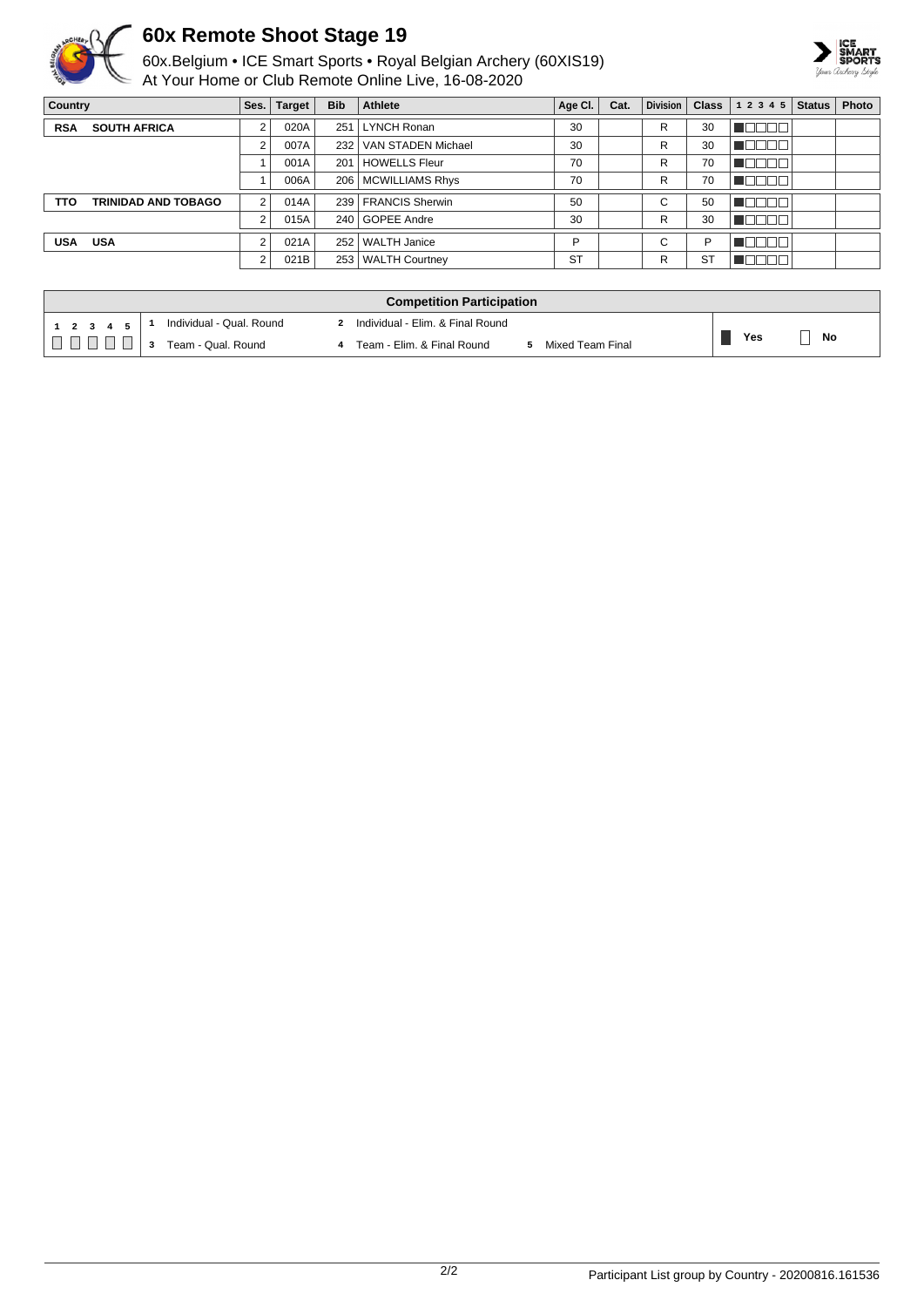# 60x Remote Shoot Stage 19

60x.Belgium • ICE Smart Sports • Royal Belgian Archery (60XIS19)
At Your Home or Club Remote Online Live, 16-08-2020

| Country | Ses. | Target | Bib | Athlete | Age Cl. | Cat. | Division | Class | 1 2 3 4 5 | Status | Photo |
|---|---|---|---|---|---|---|---|---|---|---|---|
| RSA SOUTH AFRICA | 2 | 020A | 251 | LYNCH Ronan | 30 | | R | 30 | ■□□□□ | | |
| | 2 | 007A | 232 | VAN STADEN Michael | 30 | | R | 30 | ■□□□□ | | |
| | 1 | 001A | 201 | HOWELLS Fleur | 70 | | R | 70 | ■□□□□ | | |
| | 1 | 006A | 206 | MCWILLIAMS Rhys | 70 | | R | 70 | ■□□□□ | | |
| TTO TRINIDAD AND TOBAGO | 2 | 014A | 239 | FRANCIS Sherwin | 50 | | C | 50 | ■□□□□ | | |
| | 2 | 015A | 240 | GOPEE Andre | 30 | | R | 30 | ■□□□□ | | |
| USA USA | 2 | 021A | 252 | WALTH Janice | P | | C | P | ■□□□□ | | |
| | 2 | 021B | 253 | WALTH Courtney | ST | | R | ST | ■□□□□ | | |

**Competition Participation**

| 1 2 3 4 5 | | | | |
|---|---|---|---|---|
| □ □ □ □ □ | 1 Individual - Qual. Round | 2 Individual - Elim. & Final Round | | ■ Yes □ No |
| | 3 Team - Qual. Round | 4 Team - Elim. & Final Round | 5 Mixed Team Final | |

Participant List group by Country - 20200816.161536